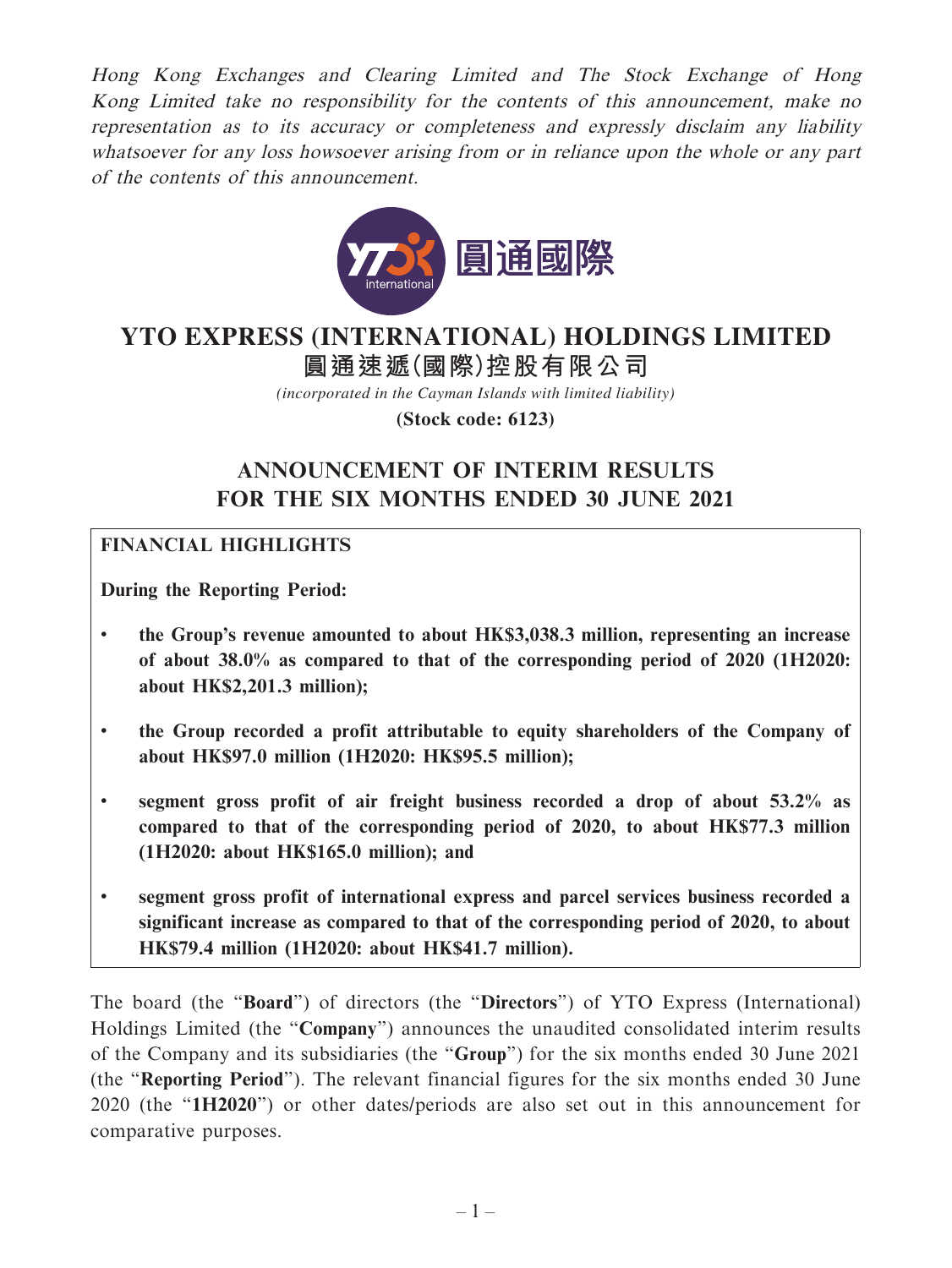*Hong Kong Exchanges and Clearing Limited and The Stock Exchange of Hong Kong Limited take no responsibility for the contents of this announcement, make no representation as to its accuracy or completeness and expressly disclaim any liability whatsoever for any loss howsoever arising from or in reliance upon the whole or any part of the contents of this announcement.*

# YTO EXPRESS (INTERNATIONAL) HOLDINGS LIMITED
# 圓通速遞(國際)控股有限公司

*(incorporated in the Cayman Islands with limited liability)*

**(Stock code: 6123)**

## ANNOUNCEMENT OF INTERIM RESULTS FOR THE SIX MONTHS ENDED 30 JUNE 2021

**FINANCIAL HIGHLIGHTS**

**During the Reporting Period:**

- **the Group's revenue amounted to about HK$3,038.3 million, representing an increase of about 38.0% as compared to that of the corresponding period of 2020 (1H2020: about HK$2,201.3 million);**
- **the Group recorded a profit attributable to equity shareholders of the Company of about HK$97.0 million (1H2020: HK$95.5 million);**
- **segment gross profit of air freight business recorded a drop of about 53.2% as compared to that of the corresponding period of 2020, to about HK$77.3 million (1H2020: about HK$165.0 million); and**
- **segment gross profit of international express and parcel services business recorded a significant increase as compared to that of the corresponding period of 2020, to about HK$79.4 million (1H2020: about HK$41.7 million).**

The board (the "**Board**") of directors (the "**Directors**") of YTO Express (International) Holdings Limited (the "**Company**") announces the unaudited consolidated interim results of the Company and its subsidiaries (the "**Group**") for the six months ended 30 June 2021 (the "**Reporting Period**"). The relevant financial figures for the six months ended 30 June 2020 (the "**1H2020**") or other dates/periods are also set out in this announcement for comparative purposes.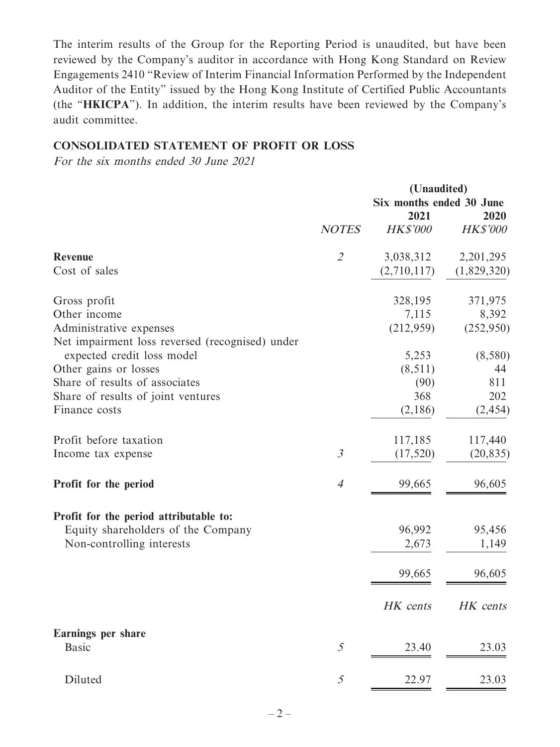The interim results of the Group for the Reporting Period is unaudited, but have been reviewed by the Company's auditor in accordance with Hong Kong Standard on Review Engagements 2410 "Review of Interim Financial Information Performed by the Independent Auditor of the Entity" issued by the Hong Kong Institute of Certified Public Accountants (the "**HKICPA**"). In addition, the interim results have been reviewed by the Company's audit committee.

## CONSOLIDATED STATEMENT OF PROFIT OR LOSS

*For the six months ended 30 June 2021*

| | | **(Unaudited)** | |
|---|---|---|---|
| | | **Six months ended 30 June** | |
| | | **2021** | **2020** |
| | *NOTES* | *HK$'000* | *HK$'000* |
| **Revenue** | *2* | 3,038,312 | 2,201,295 |
| Cost of sales | | (2,710,117) | (1,829,320) |
| Gross profit | | 328,195 | 371,975 |
| Other income | | 7,115 | 8,392 |
| Administrative expenses | | (212,959) | (252,950) |
| Net impairment loss reversed (recognised) under expected credit loss model | | 5,253 | (8,580) |
| Other gains or losses | | (8,511) | 44 |
| Share of results of associates | | (90) | 811 |
| Share of results of joint ventures | | 368 | 202 |
| Finance costs | | (2,186) | (2,454) |
| Profit before taxation | | 117,185 | 117,440 |
| Income tax expense | *3* | (17,520) | (20,835) |
| **Profit for the period** | *4* | 99,665 | 96,605 |
| **Profit for the period attributable to:** | | | |
| Equity shareholders of the Company | | 96,992 | 95,456 |
| Non-controlling interests | | 2,673 | 1,149 |
| | | 99,665 | 96,605 |
| | | *HK cents* | *HK cents* |
| **Earnings per share** | | | |
| Basic | *5* | 23.40 | 23.03 |
| Diluted | *5* | 22.97 | 23.03 |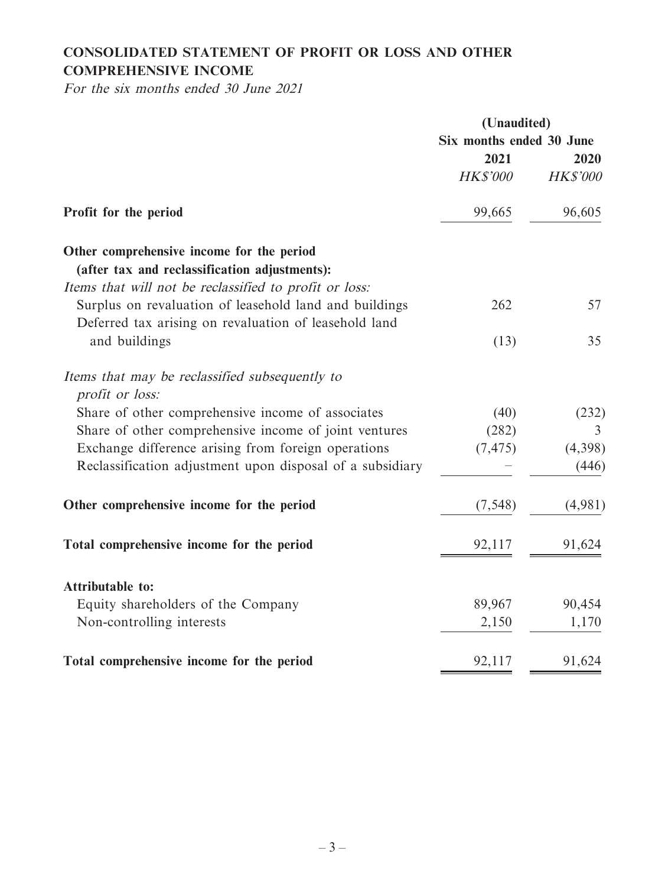## CONSOLIDATED STATEMENT OF PROFIT OR LOSS AND OTHER COMPREHENSIVE INCOME

*For the six months ended 30 June 2021*

| | (Unaudited) | |
|---|---|---|
| | Six months ended 30 June | |
| | 2021 | 2020 |
| | *HK$'000* | *HK$'000* |
| **Profit for the period** | 99,665 | 96,605 |
| **Other comprehensive income for the period (after tax and reclassification adjustments):** | | |
| *Items that will not be reclassified to profit or loss:* | | |
| Surplus on revaluation of leasehold land and buildings | 262 | 57 |
| Deferred tax arising on revaluation of leasehold land and buildings | (13) | 35 |
| *Items that may be reclassified subsequently to profit or loss:* | | |
| Share of other comprehensive income of associates | (40) | (232) |
| Share of other comprehensive income of joint ventures | (282) | 3 |
| Exchange difference arising from foreign operations | (7,475) | (4,398) |
| Reclassification adjustment upon disposal of a subsidiary | – | (446) |
| **Other comprehensive income for the period** | (7,548) | (4,981) |
| **Total comprehensive income for the period** | 92,117 | 91,624 |
| **Attributable to:** | | |
| Equity shareholders of the Company | 89,967 | 90,454 |
| Non-controlling interests | 2,150 | 1,170 |
| **Total comprehensive income for the period** | 92,117 | 91,624 |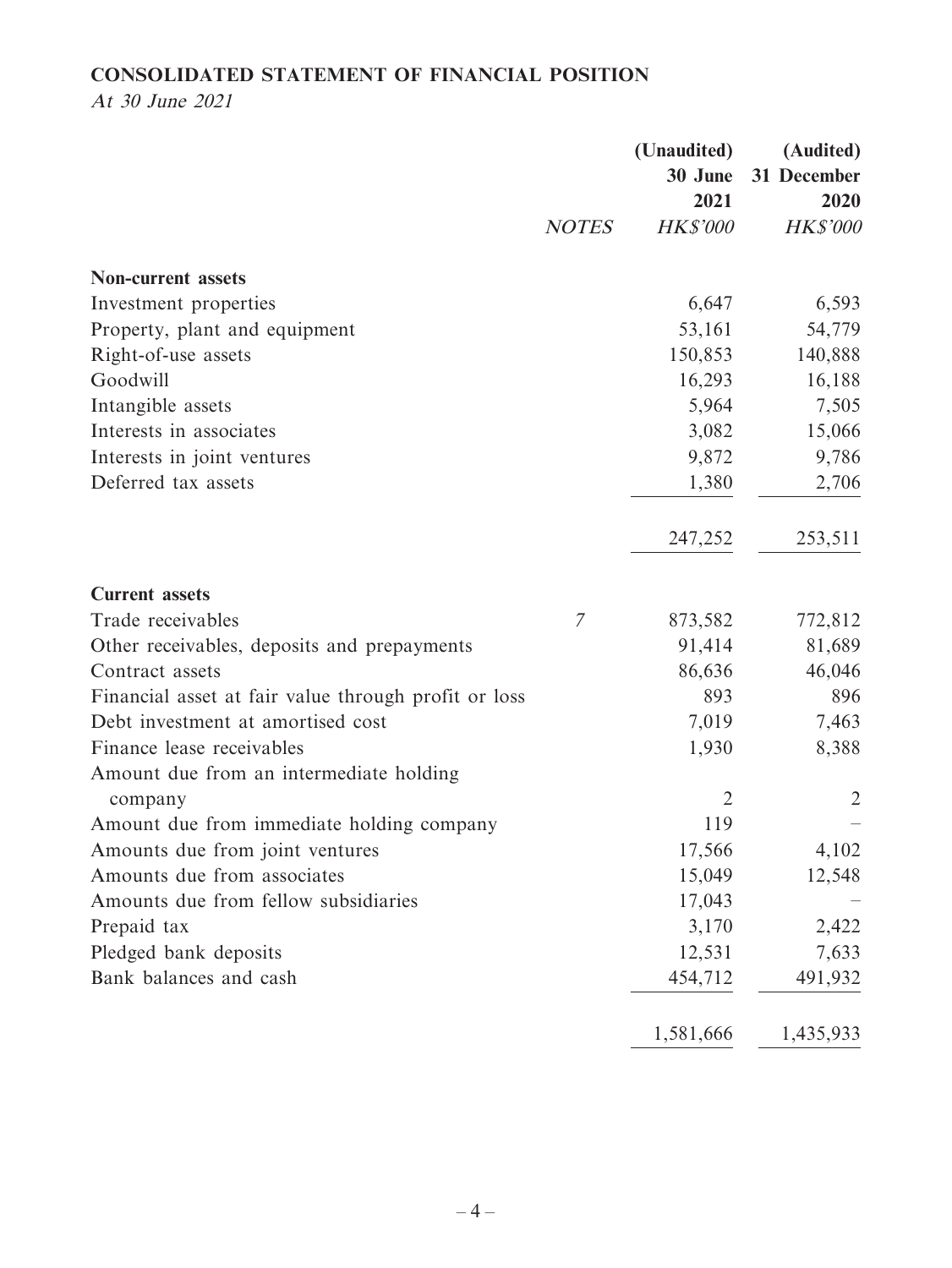## CONSOLIDATED STATEMENT OF FINANCIAL POSITION

*At 30 June 2021*

| | NOTES | (Unaudited) 30 June 2021 HK$'000 | (Audited) 31 December 2020 HK$'000 |
|---|---|---|---|
| **Non-current assets** | | | |
| Investment properties | | 6,647 | 6,593 |
| Property, plant and equipment | | 53,161 | 54,779 |
| Right-of-use assets | | 150,853 | 140,888 |
| Goodwill | | 16,293 | 16,188 |
| Intangible assets | | 5,964 | 7,505 |
| Interests in associates | | 3,082 | 15,066 |
| Interests in joint ventures | | 9,872 | 9,786 |
| Deferred tax assets | | 1,380 | 2,706 |
| | | 247,252 | 253,511 |
| **Current assets** | | | |
| Trade receivables | 7 | 873,582 | 772,812 |
| Other receivables, deposits and prepayments | | 91,414 | 81,689 |
| Contract assets | | 86,636 | 46,046 |
| Financial asset at fair value through profit or loss | | 893 | 896 |
| Debt investment at amortised cost | | 7,019 | 7,463 |
| Finance lease receivables | | 1,930 | 8,388 |
| Amount due from an intermediate holding company | | 2 | 2 |
| Amount due from immediate holding company | | 119 | – |
| Amounts due from joint ventures | | 17,566 | 4,102 |
| Amounts due from associates | | 15,049 | 12,548 |
| Amounts due from fellow subsidiaries | | 17,043 | – |
| Prepaid tax | | 3,170 | 2,422 |
| Pledged bank deposits | | 12,531 | 7,633 |
| Bank balances and cash | | 454,712 | 491,932 |
| | | 1,581,666 | 1,435,933 |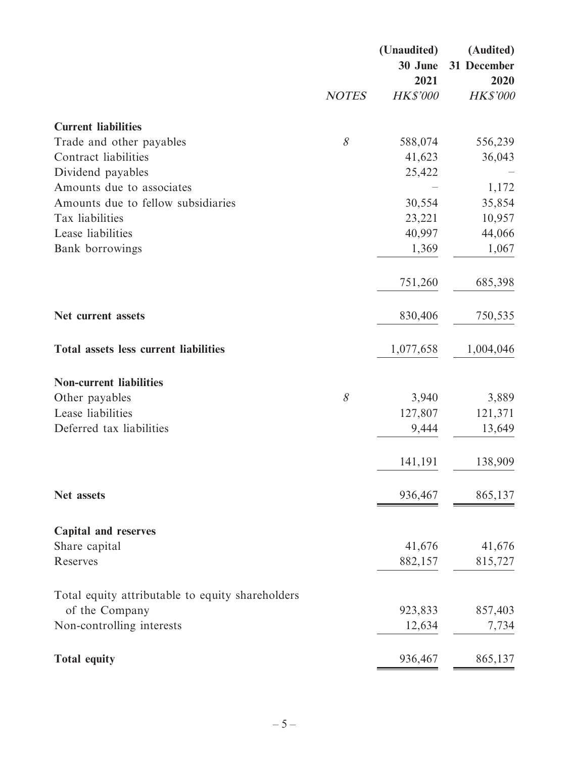| | NOTES | (Unaudited) 30 June 2021 HK$'000 | (Audited) 31 December 2020 HK$'000 |
|---|---|---|---|
| **Current liabilities** | | | |
| Trade and other payables | 8 | 588,074 | 556,239 |
| Contract liabilities | | 41,623 | 36,043 |
| Dividend payables | | 25,422 | – |
| Amounts due to associates | | – | 1,172 |
| Amounts due to fellow subsidiaries | | 30,554 | 35,854 |
| Tax liabilities | | 23,221 | 10,957 |
| Lease liabilities | | 40,997 | 44,066 |
| Bank borrowings | | 1,369 | 1,067 |
| | | 751,260 | 685,398 |
| **Net current assets** | | 830,406 | 750,535 |
| **Total assets less current liabilities** | | 1,077,658 | 1,004,046 |
| **Non-current liabilities** | | | |
| Other payables | 8 | 3,940 | 3,889 |
| Lease liabilities | | 127,807 | 121,371 |
| Deferred tax liabilities | | 9,444 | 13,649 |
| | | 141,191 | 138,909 |
| **Net assets** | | 936,467 | 865,137 |
| **Capital and reserves** | | | |
| Share capital | | 41,676 | 41,676 |
| Reserves | | 882,157 | 815,727 |
| Total equity attributable to equity shareholders of the Company | | 923,833 | 857,403 |
| Non-controlling interests | | 12,634 | 7,734 |
| **Total equity** | | 936,467 | 865,137 |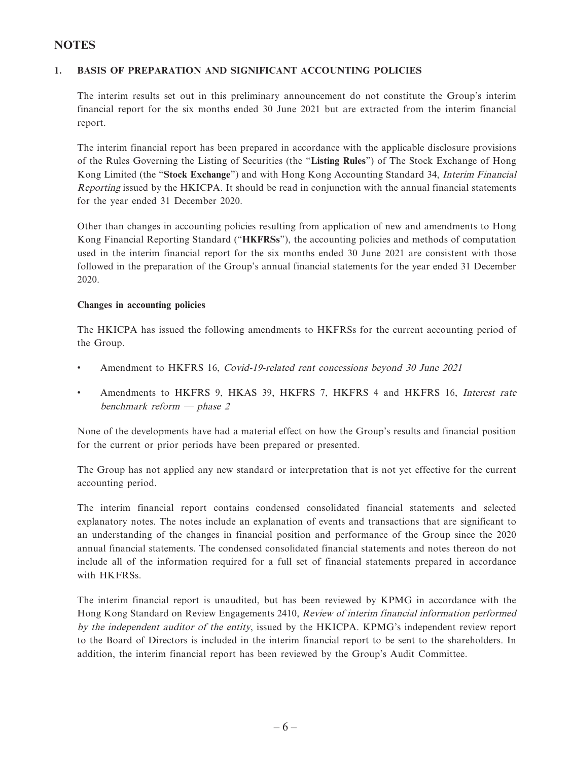# NOTES

## 1. BASIS OF PREPARATION AND SIGNIFICANT ACCOUNTING POLICIES

The interim results set out in this preliminary announcement do not constitute the Group's interim financial report for the six months ended 30 June 2021 but are extracted from the interim financial report.

The interim financial report has been prepared in accordance with the applicable disclosure provisions of the Rules Governing the Listing of Securities (the "**Listing Rules**") of The Stock Exchange of Hong Kong Limited (the "**Stock Exchange**") and with Hong Kong Accounting Standard 34, *Interim Financial Reporting* issued by the HKICPA. It should be read in conjunction with the annual financial statements for the year ended 31 December 2020.

Other than changes in accounting policies resulting from application of new and amendments to Hong Kong Financial Reporting Standard ("**HKFRSs**"), the accounting policies and methods of computation used in the interim financial report for the six months ended 30 June 2021 are consistent with those followed in the preparation of the Group's annual financial statements for the year ended 31 December 2020.

**Changes in accounting policies**

The HKICPA has issued the following amendments to HKFRSs for the current accounting period of the Group.

- Amendment to HKFRS 16, *Covid-19-related rent concessions beyond 30 June 2021*
- Amendments to HKFRS 9, HKAS 39, HKFRS 7, HKFRS 4 and HKFRS 16, *Interest rate benchmark reform — phase 2*

None of the developments have had a material effect on how the Group's results and financial position for the current or prior periods have been prepared or presented.

The Group has not applied any new standard or interpretation that is not yet effective for the current accounting period.

The interim financial report contains condensed consolidated financial statements and selected explanatory notes. The notes include an explanation of events and transactions that are significant to an understanding of the changes in financial position and performance of the Group since the 2020 annual financial statements. The condensed consolidated financial statements and notes thereon do not include all of the information required for a full set of financial statements prepared in accordance with HKFRSs.

The interim financial report is unaudited, but has been reviewed by KPMG in accordance with the Hong Kong Standard on Review Engagements 2410, *Review of interim financial information performed by the independent auditor of the entity*, issued by the HKICPA. KPMG's independent review report to the Board of Directors is included in the interim financial report to be sent to the shareholders. In addition, the interim financial report has been reviewed by the Group's Audit Committee.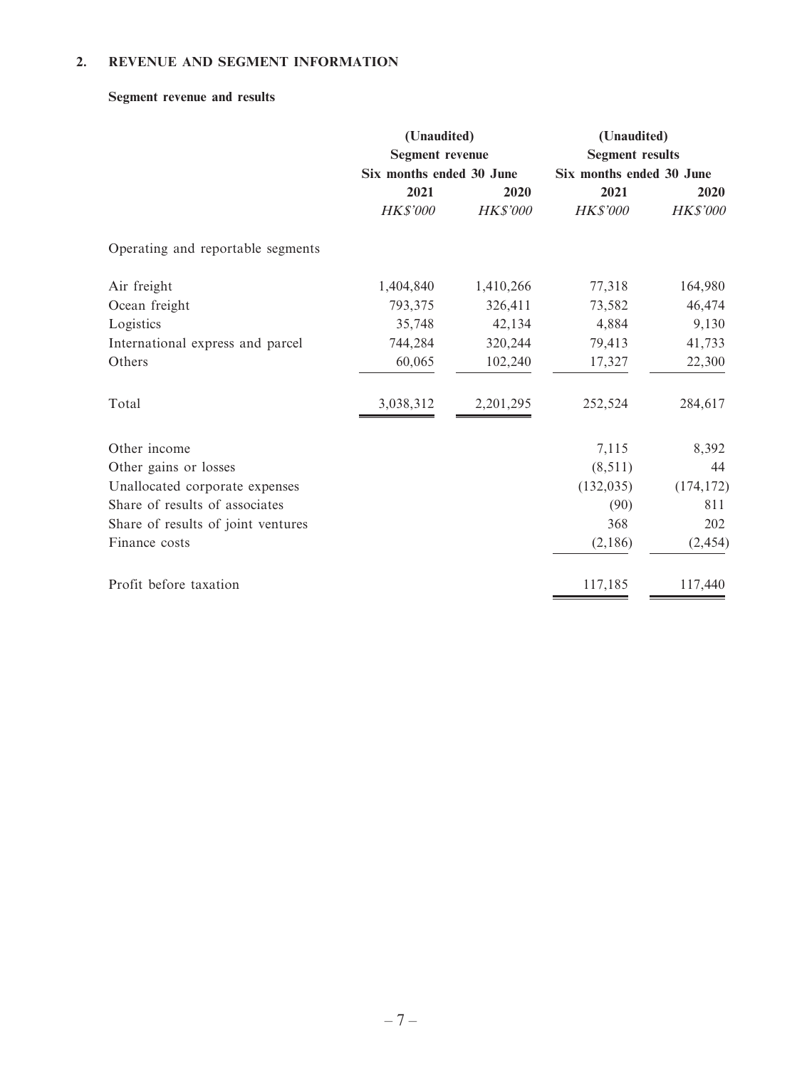## 2. REVENUE AND SEGMENT INFORMATION

### Segment revenue and results

| | (Unaudited) Segment revenue Six months ended 30 June | | (Unaudited) Segment results Six months ended 30 June | |
|---|---|---|---|---|
| | 2021 | 2020 | 2021 | 2020 |
| | *HK$'000* | *HK$'000* | *HK$'000* | *HK$'000* |
| Operating and reportable segments | | | | |
| Air freight | 1,404,840 | 1,410,266 | 77,318 | 164,980 |
| Ocean freight | 793,375 | 326,411 | 73,582 | 46,474 |
| Logistics | 35,748 | 42,134 | 4,884 | 9,130 |
| International express and parcel | 744,284 | 320,244 | 79,413 | 41,733 |
| Others | 60,065 | 102,240 | 17,327 | 22,300 |
| Total | 3,038,312 | 2,201,295 | 252,524 | 284,617 |
| Other income | | | 7,115 | 8,392 |
| Other gains or losses | | | (8,511) | 44 |
| Unallocated corporate expenses | | | (132,035) | (174,172) |
| Share of results of associates | | | (90) | 811 |
| Share of results of joint ventures | | | 368 | 202 |
| Finance costs | | | (2,186) | (2,454) |
| Profit before taxation | | | 117,185 | 117,440 |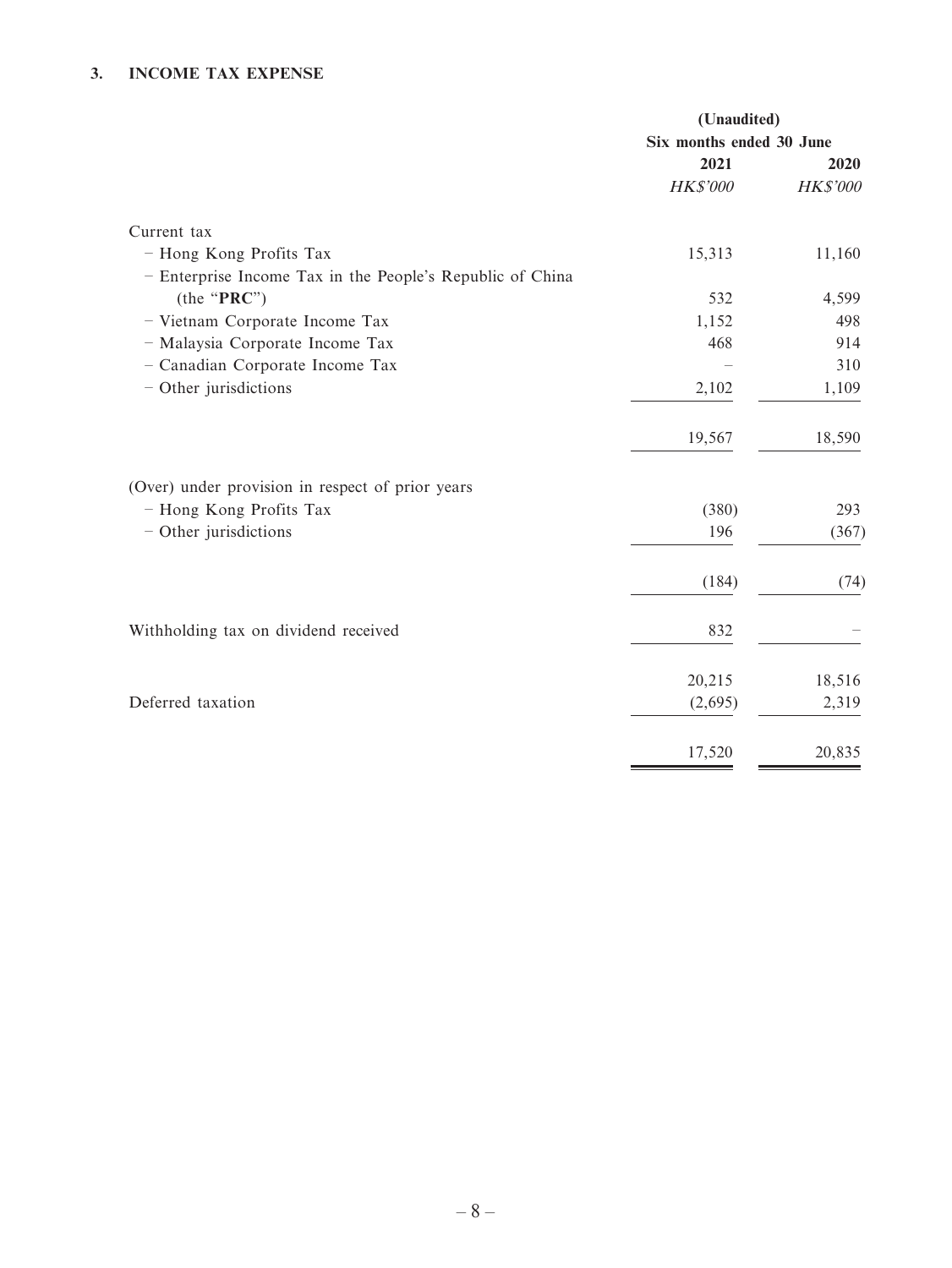## 3. INCOME TAX EXPENSE

| | (Unaudited) | |
|---|---|---|
| | Six months ended 30 June | |
| | 2021 | 2020 |
| | *HK$'000* | *HK$'000* |
| Current tax | | |
| – Hong Kong Profits Tax | 15,313 | 11,160 |
| – Enterprise Income Tax in the People's Republic of China (the "**PRC**") | 532 | 4,599 |
| – Vietnam Corporate Income Tax | 1,152 | 498 |
| – Malaysia Corporate Income Tax | 468 | 914 |
| – Canadian Corporate Income Tax | – | 310 |
| – Other jurisdictions | 2,102 | 1,109 |
| | 19,567 | 18,590 |
| (Over) under provision in respect of prior years | | |
| – Hong Kong Profits Tax | (380) | 293 |
| – Other jurisdictions | 196 | (367) |
| | (184) | (74) |
| Withholding tax on dividend received | 832 | – |
| | 20,215 | 18,516 |
| Deferred taxation | (2,695) | 2,319 |
| | 17,520 | 20,835 |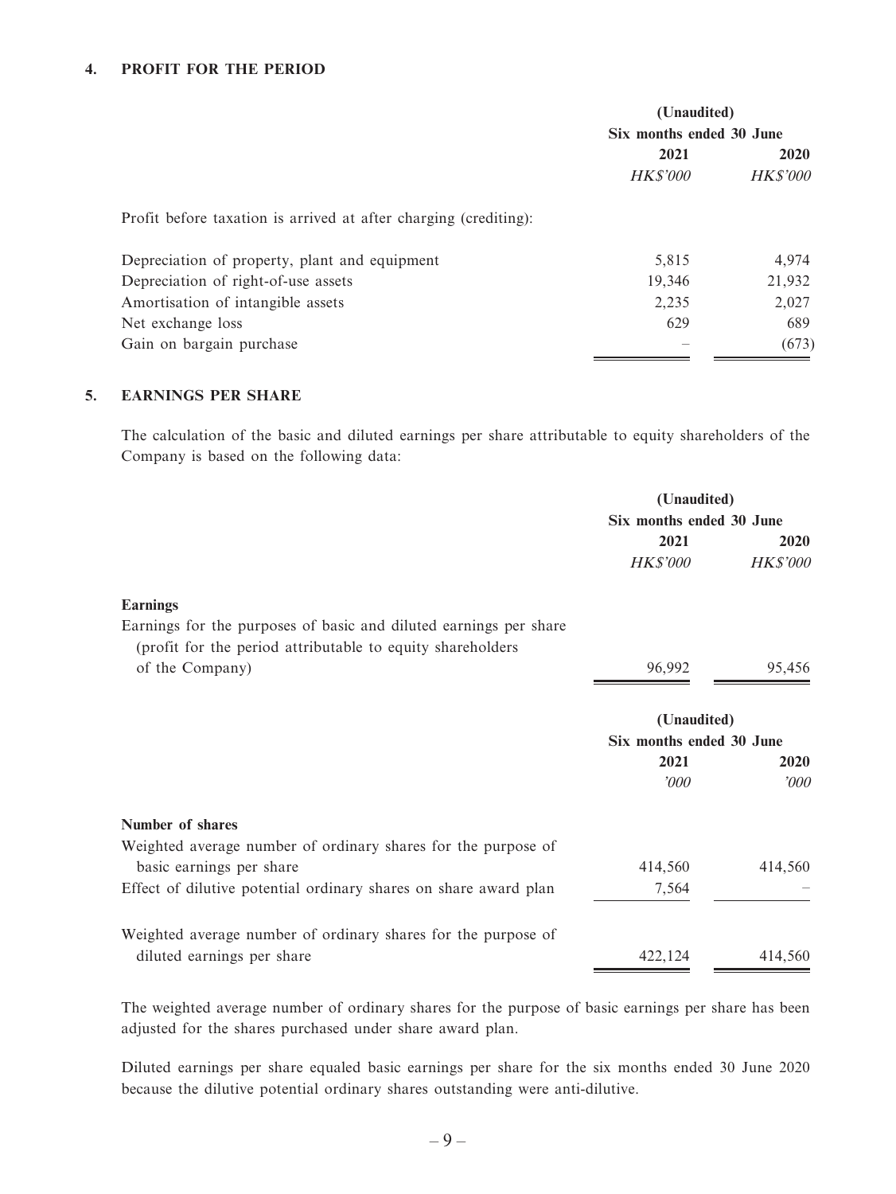## 4. PROFIT FOR THE PERIOD

| | (Unaudited) Six months ended 30 June | |
|---|---|---|
| | **2021** | **2020** |
| | *HK$'000* | *HK$'000* |
| Profit before taxation is arrived at after charging (crediting): | | |
| Depreciation of property, plant and equipment | 5,815 | 4,974 |
| Depreciation of right-of-use assets | 19,346 | 21,932 |
| Amortisation of intangible assets | 2,235 | 2,027 |
| Net exchange loss | 629 | 689 |
| Gain on bargain purchase | – | (673) |

## 5. EARNINGS PER SHARE

The calculation of the basic and diluted earnings per share attributable to equity shareholders of the Company is based on the following data:

| | (Unaudited) Six months ended 30 June | |
|---|---|---|
| | **2021** | **2020** |
| | *HK$'000* | *HK$'000* |
| **Earnings** | | |
| Earnings for the purposes of basic and diluted earnings per share (profit for the period attributable to equity shareholders of the Company) | 96,992 | 95,456 |

| | (Unaudited) Six months ended 30 June | |
|---|---|---|
| | **2021** | **2020** |
| | *'000* | *'000* |
| **Number of shares** | | |
| Weighted average number of ordinary shares for the purpose of basic earnings per share | 414,560 | 414,560 |
| Effect of dilutive potential ordinary shares on share award plan | 7,564 | – |
| Weighted average number of ordinary shares for the purpose of diluted earnings per share | 422,124 | 414,560 |

The weighted average number of ordinary shares for the purpose of basic earnings per share has been adjusted for the shares purchased under share award plan.

Diluted earnings per share equaled basic earnings per share for the six months ended 30 June 2020 because the dilutive potential ordinary shares outstanding were anti-dilutive.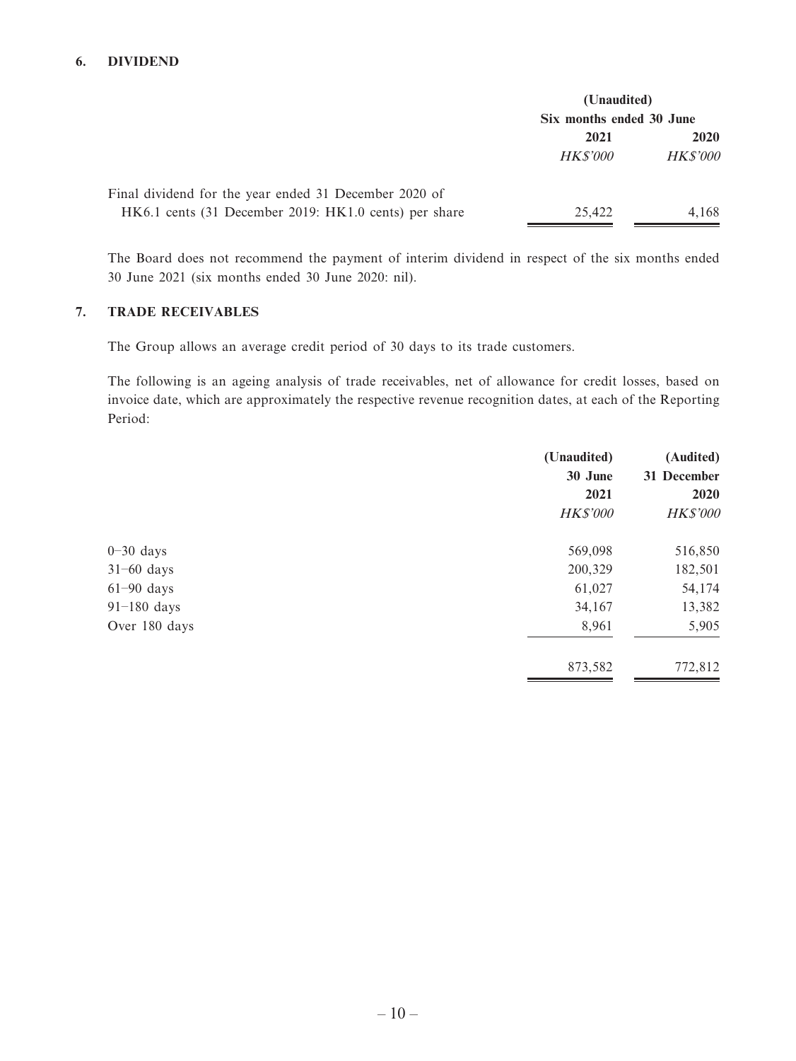## 6. DIVIDEND

| | (Unaudited) Six months ended 30 June | |
|---|---|---|
| | 2021 | 2020 |
| | *HK$'000* | *HK$'000* |
| Final dividend for the year ended 31 December 2020 of HK6.1 cents (31 December 2019: HK1.0 cents) per share | 25,422 | 4,168 |

The Board does not recommend the payment of interim dividend in respect of the six months ended 30 June 2021 (six months ended 30 June 2020: nil).

## 7. TRADE RECEIVABLES

The Group allows an average credit period of 30 days to its trade customers.

The following is an ageing analysis of trade receivables, net of allowance for credit losses, based on invoice date, which are approximately the respective revenue recognition dates, at each of the Reporting Period:

| | (Unaudited) 30 June 2021 | (Audited) 31 December 2020 |
|---|---|---|
| | *HK$'000* | *HK$'000* |
| 0–30 days | 569,098 | 516,850 |
| 31–60 days | 200,329 | 182,501 |
| 61–90 days | 61,027 | 54,174 |
| 91–180 days | 34,167 | 13,382 |
| Over 180 days | 8,961 | 5,905 |
| | 873,582 | 772,812 |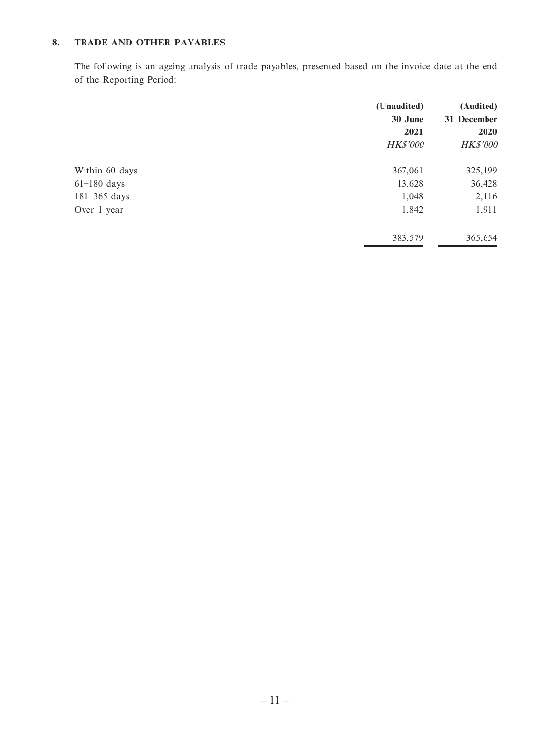## 8. TRADE AND OTHER PAYABLES

The following is an ageing analysis of trade payables, presented based on the invoice date at the end of the Reporting Period:

| | (Unaudited) 30 June 2021 *HK$'000* | (Audited) 31 December 2020 *HK$'000* |
|---|---|---|
| Within 60 days | 367,061 | 325,199 |
| 61–180 days | 13,628 | 36,428 |
| 181–365 days | 1,048 | 2,116 |
| Over 1 year | 1,842 | 1,911 |
| | 383,579 | 365,654 |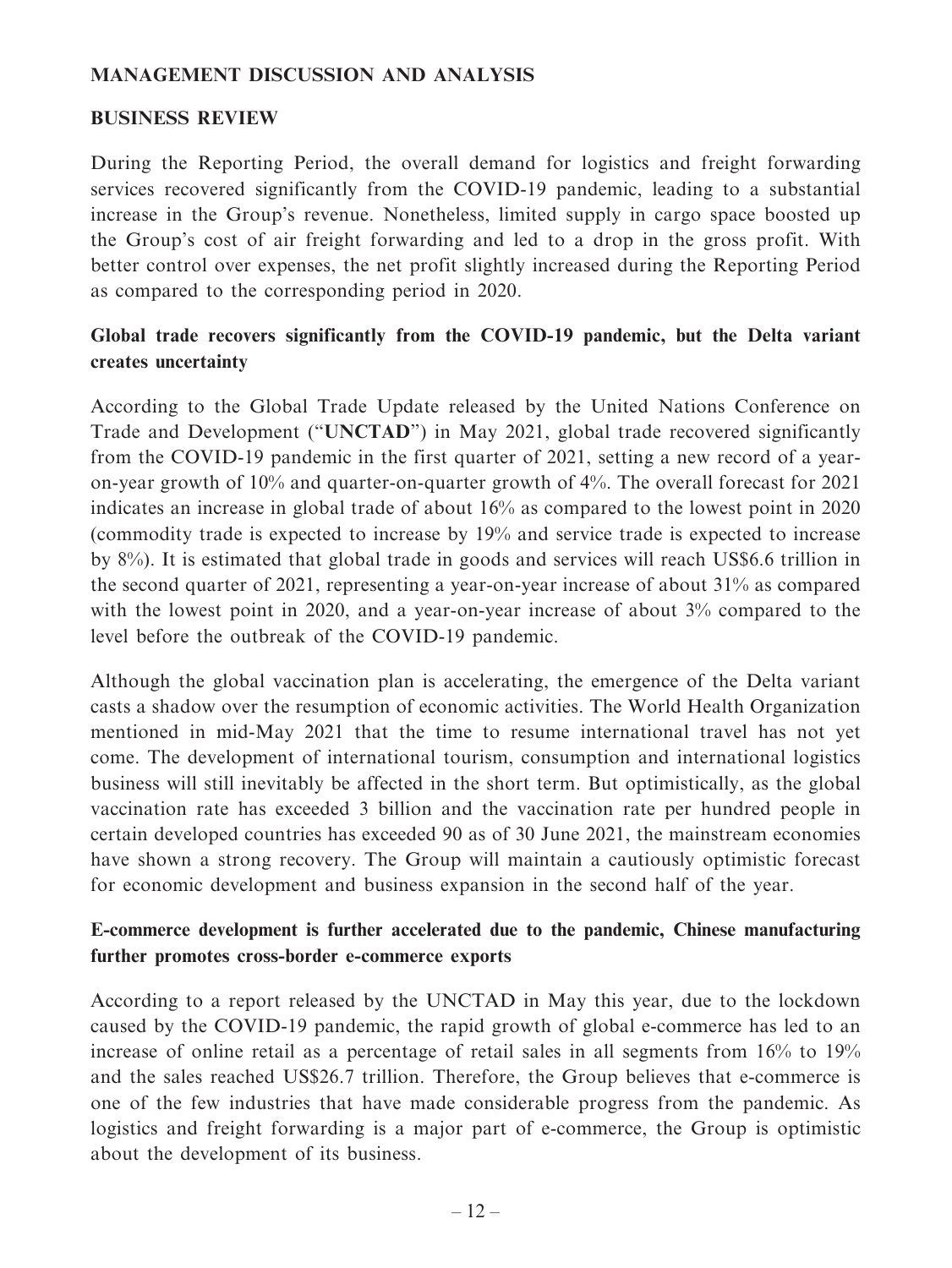## MANAGEMENT DISCUSSION AND ANALYSIS

### BUSINESS REVIEW

During the Reporting Period, the overall demand for logistics and freight forwarding services recovered significantly from the COVID-19 pandemic, leading to a substantial increase in the Group's revenue. Nonetheless, limited supply in cargo space boosted up the Group's cost of air freight forwarding and led to a drop in the gross profit. With better control over expenses, the net profit slightly increased during the Reporting Period as compared to the corresponding period in 2020.

#### Global trade recovers significantly from the COVID-19 pandemic, but the Delta variant creates uncertainty

According to the Global Trade Update released by the United Nations Conference on Trade and Development ("**UNCTAD**") in May 2021, global trade recovered significantly from the COVID-19 pandemic in the first quarter of 2021, setting a new record of a year-on-year growth of 10% and quarter-on-quarter growth of 4%. The overall forecast for 2021 indicates an increase in global trade of about 16% as compared to the lowest point in 2020 (commodity trade is expected to increase by 19% and service trade is expected to increase by 8%). It is estimated that global trade in goods and services will reach US$6.6 trillion in the second quarter of 2021, representing a year-on-year increase of about 31% as compared with the lowest point in 2020, and a year-on-year increase of about 3% compared to the level before the outbreak of the COVID-19 pandemic.

Although the global vaccination plan is accelerating, the emergence of the Delta variant casts a shadow over the resumption of economic activities. The World Health Organization mentioned in mid-May 2021 that the time to resume international travel has not yet come. The development of international tourism, consumption and international logistics business will still inevitably be affected in the short term. But optimistically, as the global vaccination rate has exceeded 3 billion and the vaccination rate per hundred people in certain developed countries has exceeded 90 as of 30 June 2021, the mainstream economies have shown a strong recovery. The Group will maintain a cautiously optimistic forecast for economic development and business expansion in the second half of the year.

#### E-commerce development is further accelerated due to the pandemic, Chinese manufacturing further promotes cross-border e-commerce exports

According to a report released by the UNCTAD in May this year, due to the lockdown caused by the COVID-19 pandemic, the rapid growth of global e-commerce has led to an increase of online retail as a percentage of retail sales in all segments from 16% to 19% and the sales reached US$26.7 trillion. Therefore, the Group believes that e-commerce is one of the few industries that have made considerable progress from the pandemic. As logistics and freight forwarding is a major part of e-commerce, the Group is optimistic about the development of its business.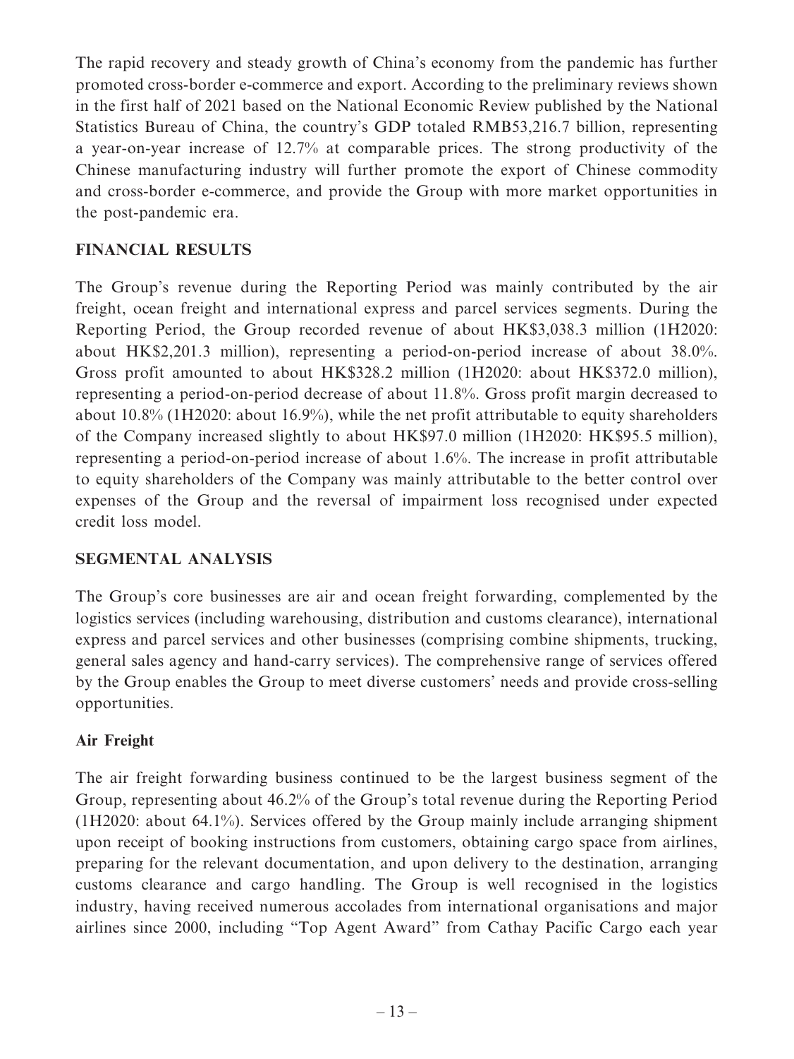The rapid recovery and steady growth of China's economy from the pandemic has further promoted cross-border e-commerce and export. According to the preliminary reviews shown in the first half of 2021 based on the National Economic Review published by the National Statistics Bureau of China, the country's GDP totaled RMB53,216.7 billion, representing a year-on-year increase of 12.7% at comparable prices. The strong productivity of the Chinese manufacturing industry will further promote the export of Chinese commodity and cross-border e-commerce, and provide the Group with more market opportunities in the post-pandemic era.

## FINANCIAL RESULTS

The Group's revenue during the Reporting Period was mainly contributed by the air freight, ocean freight and international express and parcel services segments. During the Reporting Period, the Group recorded revenue of about HK$3,038.3 million (1H2020: about HK$2,201.3 million), representing a period-on-period increase of about 38.0%. Gross profit amounted to about HK$328.2 million (1H2020: about HK$372.0 million), representing a period-on-period decrease of about 11.8%. Gross profit margin decreased to about 10.8% (1H2020: about 16.9%), while the net profit attributable to equity shareholders of the Company increased slightly to about HK$97.0 million (1H2020: HK$95.5 million), representing a period-on-period increase of about 1.6%. The increase in profit attributable to equity shareholders of the Company was mainly attributable to the better control over expenses of the Group and the reversal of impairment loss recognised under expected credit loss model.

## SEGMENTAL ANALYSIS

The Group's core businesses are air and ocean freight forwarding, complemented by the logistics services (including warehousing, distribution and customs clearance), international express and parcel services and other businesses (comprising combine shipments, trucking, general sales agency and hand-carry services). The comprehensive range of services offered by the Group enables the Group to meet diverse customers' needs and provide cross-selling opportunities.

### Air Freight

The air freight forwarding business continued to be the largest business segment of the Group, representing about 46.2% of the Group's total revenue during the Reporting Period (1H2020: about 64.1%). Services offered by the Group mainly include arranging shipment upon receipt of booking instructions from customers, obtaining cargo space from airlines, preparing for the relevant documentation, and upon delivery to the destination, arranging customs clearance and cargo handling. The Group is well recognised in the logistics industry, having received numerous accolades from international organisations and major airlines since 2000, including "Top Agent Award" from Cathay Pacific Cargo each year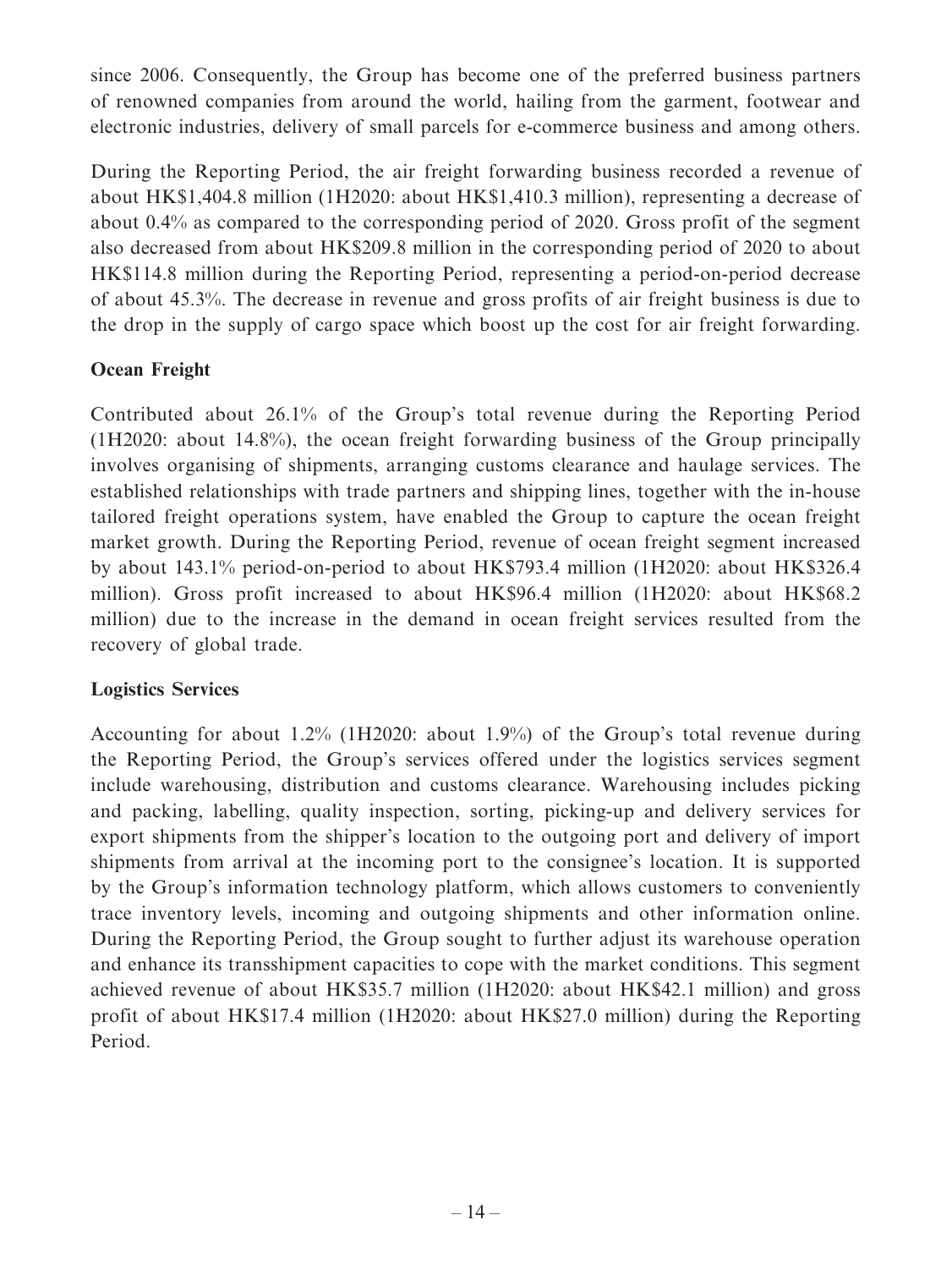since 2006. Consequently, the Group has become one of the preferred business partners of renowned companies from around the world, hailing from the garment, footwear and electronic industries, delivery of small parcels for e-commerce business and among others.

During the Reporting Period, the air freight forwarding business recorded a revenue of about HK$1,404.8 million (1H2020: about HK$1,410.3 million), representing a decrease of about 0.4% as compared to the corresponding period of 2020. Gross profit of the segment also decreased from about HK$209.8 million in the corresponding period of 2020 to about HK$114.8 million during the Reporting Period, representing a period-on-period decrease of about 45.3%. The decrease in revenue and gross profits of air freight business is due to the drop in the supply of cargo space which boost up the cost for air freight forwarding.

**Ocean Freight**

Contributed about 26.1% of the Group's total revenue during the Reporting Period (1H2020: about 14.8%), the ocean freight forwarding business of the Group principally involves organising of shipments, arranging customs clearance and haulage services. The established relationships with trade partners and shipping lines, together with the in-house tailored freight operations system, have enabled the Group to capture the ocean freight market growth. During the Reporting Period, revenue of ocean freight segment increased by about 143.1% period-on-period to about HK$793.4 million (1H2020: about HK$326.4 million). Gross profit increased to about HK$96.4 million (1H2020: about HK$68.2 million) due to the increase in the demand in ocean freight services resulted from the recovery of global trade.

**Logistics Services**

Accounting for about 1.2% (1H2020: about 1.9%) of the Group's total revenue during the Reporting Period, the Group's services offered under the logistics services segment include warehousing, distribution and customs clearance. Warehousing includes picking and packing, labelling, quality inspection, sorting, picking-up and delivery services for export shipments from the shipper's location to the outgoing port and delivery of import shipments from arrival at the incoming port to the consignee's location. It is supported by the Group's information technology platform, which allows customers to conveniently trace inventory levels, incoming and outgoing shipments and other information online. During the Reporting Period, the Group sought to further adjust its warehouse operation and enhance its transshipment capacities to cope with the market conditions. This segment achieved revenue of about HK$35.7 million (1H2020: about HK$42.1 million) and gross profit of about HK$17.4 million (1H2020: about HK$27.0 million) during the Reporting Period.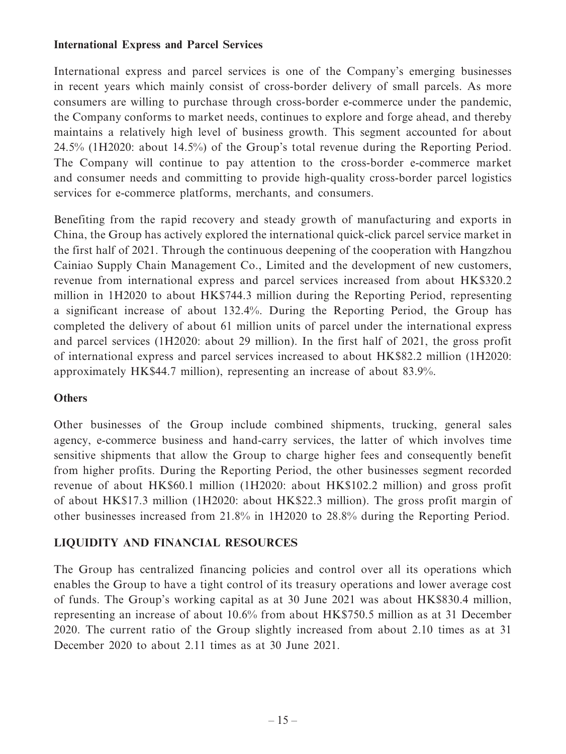### International Express and Parcel Services

International express and parcel services is one of the Company's emerging businesses in recent years which mainly consist of cross-border delivery of small parcels. As more consumers are willing to purchase through cross-border e-commerce under the pandemic, the Company conforms to market needs, continues to explore and forge ahead, and thereby maintains a relatively high level of business growth. This segment accounted for about 24.5% (1H2020: about 14.5%) of the Group's total revenue during the Reporting Period. The Company will continue to pay attention to the cross-border e-commerce market and consumer needs and committing to provide high-quality cross-border parcel logistics services for e-commerce platforms, merchants, and consumers.

Benefiting from the rapid recovery and steady growth of manufacturing and exports in China, the Group has actively explored the international quick-click parcel service market in the first half of 2021. Through the continuous deepening of the cooperation with Hangzhou Cainiao Supply Chain Management Co., Limited and the development of new customers, revenue from international express and parcel services increased from about HK$320.2 million in 1H2020 to about HK$744.3 million during the Reporting Period, representing a significant increase of about 132.4%. During the Reporting Period, the Group has completed the delivery of about 61 million units of parcel under the international express and parcel services (1H2020: about 29 million). In the first half of 2021, the gross profit of international express and parcel services increased to about HK$82.2 million (1H2020: approximately HK$44.7 million), representing an increase of about 83.9%.

### Others

Other businesses of the Group include combined shipments, trucking, general sales agency, e-commerce business and hand-carry services, the latter of which involves time sensitive shipments that allow the Group to charge higher fees and consequently benefit from higher profits. During the Reporting Period, the other businesses segment recorded revenue of about HK$60.1 million (1H2020: about HK$102.2 million) and gross profit of about HK$17.3 million (1H2020: about HK$22.3 million). The gross profit margin of other businesses increased from 21.8% in 1H2020 to 28.8% during the Reporting Period.

## LIQUIDITY AND FINANCIAL RESOURCES

The Group has centralized financing policies and control over all its operations which enables the Group to have a tight control of its treasury operations and lower average cost of funds. The Group's working capital as at 30 June 2021 was about HK$830.4 million, representing an increase of about 10.6% from about HK$750.5 million as at 31 December 2020. The current ratio of the Group slightly increased from about 2.10 times as at 31 December 2020 to about 2.11 times as at 30 June 2021.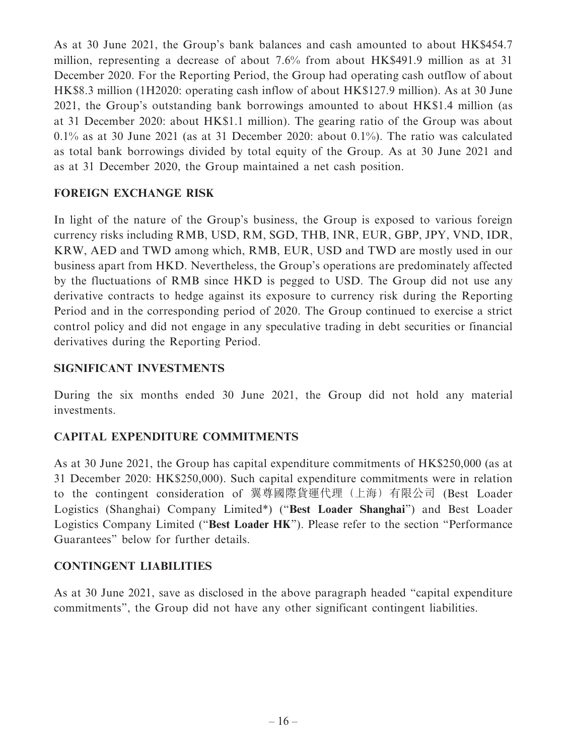As at 30 June 2021, the Group's bank balances and cash amounted to about HK$454.7 million, representing a decrease of about 7.6% from about HK$491.9 million as at 31 December 2020. For the Reporting Period, the Group had operating cash outflow of about HK$8.3 million (1H2020: operating cash inflow of about HK$127.9 million). As at 30 June 2021, the Group's outstanding bank borrowings amounted to about HK$1.4 million (as at 31 December 2020: about HK$1.1 million). The gearing ratio of the Group was about 0.1% as at 30 June 2021 (as at 31 December 2020: about 0.1%). The ratio was calculated as total bank borrowings divided by total equity of the Group. As at 30 June 2021 and as at 31 December 2020, the Group maintained a net cash position.

## FOREIGN EXCHANGE RISK

In light of the nature of the Group's business, the Group is exposed to various foreign currency risks including RMB, USD, RM, SGD, THB, INR, EUR, GBP, JPY, VND, IDR, KRW, AED and TWD among which, RMB, EUR, USD and TWD are mostly used in our business apart from HKD. Nevertheless, the Group's operations are predominately affected by the fluctuations of RMB since HKD is pegged to USD. The Group did not use any derivative contracts to hedge against its exposure to currency risk during the Reporting Period and in the corresponding period of 2020. The Group continued to exercise a strict control policy and did not engage in any speculative trading in debt securities or financial derivatives during the Reporting Period.

## SIGNIFICANT INVESTMENTS

During the six months ended 30 June 2021, the Group did not hold any material investments.

## CAPITAL EXPENDITURE COMMITMENTS

As at 30 June 2021, the Group has capital expenditure commitments of HK$250,000 (as at 31 December 2020: HK$250,000). Such capital expenditure commitments were in relation to the contingent consideration of 翼尊國際貨運代理（上海）有限公司 (Best Loader Logistics (Shanghai) Company Limited*) ("**Best Loader Shanghai**") and Best Loader Logistics Company Limited ("**Best Loader HK**"). Please refer to the section "Performance Guarantees" below for further details.

## CONTINGENT LIABILITIES

As at 30 June 2021, save as disclosed in the above paragraph headed "capital expenditure commitments", the Group did not have any other significant contingent liabilities.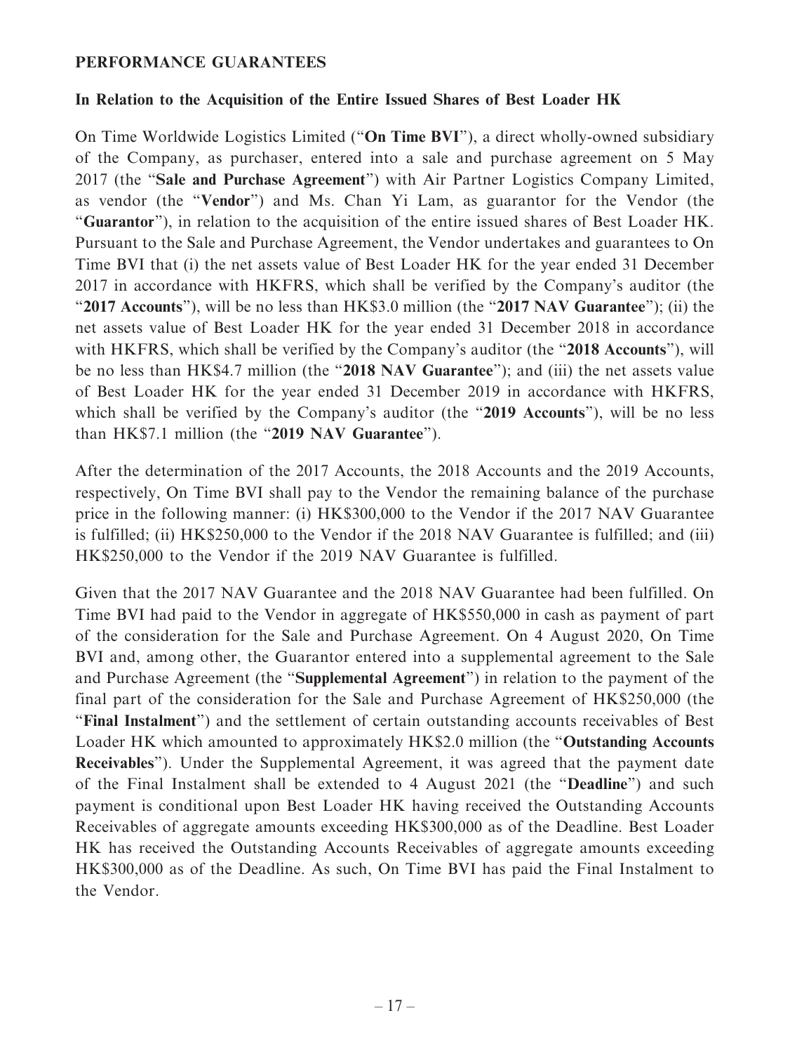**PERFORMANCE GUARANTEES**

**In Relation to the Acquisition of the Entire Issued Shares of Best Loader HK**

On Time Worldwide Logistics Limited ("**On Time BVI**"), a direct wholly-owned subsidiary of the Company, as purchaser, entered into a sale and purchase agreement on 5 May 2017 (the "**Sale and Purchase Agreement**") with Air Partner Logistics Company Limited, as vendor (the "**Vendor**") and Ms. Chan Yi Lam, as guarantor for the Vendor (the "**Guarantor**"), in relation to the acquisition of the entire issued shares of Best Loader HK. Pursuant to the Sale and Purchase Agreement, the Vendor undertakes and guarantees to On Time BVI that (i) the net assets value of Best Loader HK for the year ended 31 December 2017 in accordance with HKFRS, which shall be verified by the Company's auditor (the "**2017 Accounts**"), will be no less than HK$3.0 million (the "**2017 NAV Guarantee**"); (ii) the net assets value of Best Loader HK for the year ended 31 December 2018 in accordance with HKFRS, which shall be verified by the Company's auditor (the "**2018 Accounts**"), will be no less than HK$4.7 million (the "**2018 NAV Guarantee**"); and (iii) the net assets value of Best Loader HK for the year ended 31 December 2019 in accordance with HKFRS, which shall be verified by the Company's auditor (the "**2019 Accounts**"), will be no less than HK$7.1 million (the "**2019 NAV Guarantee**").

After the determination of the 2017 Accounts, the 2018 Accounts and the 2019 Accounts, respectively, On Time BVI shall pay to the Vendor the remaining balance of the purchase price in the following manner: (i) HK$300,000 to the Vendor if the 2017 NAV Guarantee is fulfilled; (ii) HK$250,000 to the Vendor if the 2018 NAV Guarantee is fulfilled; and (iii) HK$250,000 to the Vendor if the 2019 NAV Guarantee is fulfilled.

Given that the 2017 NAV Guarantee and the 2018 NAV Guarantee had been fulfilled. On Time BVI had paid to the Vendor in aggregate of HK$550,000 in cash as payment of part of the consideration for the Sale and Purchase Agreement. On 4 August 2020, On Time BVI and, among other, the Guarantor entered into a supplemental agreement to the Sale and Purchase Agreement (the "**Supplemental Agreement**") in relation to the payment of the final part of the consideration for the Sale and Purchase Agreement of HK$250,000 (the "**Final Instalment**") and the settlement of certain outstanding accounts receivables of Best Loader HK which amounted to approximately HK$2.0 million (the "**Outstanding Accounts Receivables**"). Under the Supplemental Agreement, it was agreed that the payment date of the Final Instalment shall be extended to 4 August 2021 (the "**Deadline**") and such payment is conditional upon Best Loader HK having received the Outstanding Accounts Receivables of aggregate amounts exceeding HK$300,000 as of the Deadline. Best Loader HK has received the Outstanding Accounts Receivables of aggregate amounts exceeding HK$300,000 as of the Deadline. As such, On Time BVI has paid the Final Instalment to the Vendor.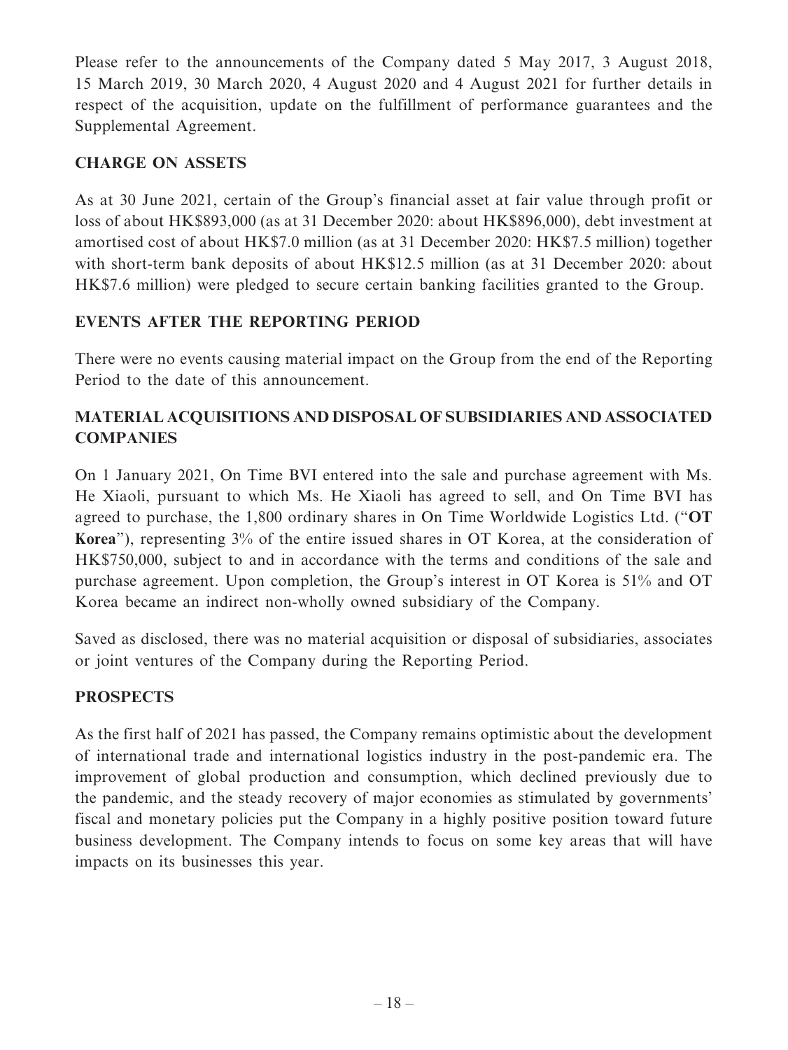Please refer to the announcements of the Company dated 5 May 2017, 3 August 2018, 15 March 2019, 30 March 2020, 4 August 2020 and 4 August 2021 for further details in respect of the acquisition, update on the fulfillment of performance guarantees and the Supplemental Agreement.

## CHARGE ON ASSETS

As at 30 June 2021, certain of the Group's financial asset at fair value through profit or loss of about HK$893,000 (as at 31 December 2020: about HK$896,000), debt investment at amortised cost of about HK$7.0 million (as at 31 December 2020: HK$7.5 million) together with short-term bank deposits of about HK$12.5 million (as at 31 December 2020: about HK$7.6 million) were pledged to secure certain banking facilities granted to the Group.

## EVENTS AFTER THE REPORTING PERIOD

There were no events causing material impact on the Group from the end of the Reporting Period to the date of this announcement.

## MATERIAL ACQUISITIONS AND DISPOSAL OF SUBSIDIARIES AND ASSOCIATED COMPANIES

On 1 January 2021, On Time BVI entered into the sale and purchase agreement with Ms. He Xiaoli, pursuant to which Ms. He Xiaoli has agreed to sell, and On Time BVI has agreed to purchase, the 1,800 ordinary shares in On Time Worldwide Logistics Ltd. ("**OT Korea**"), representing 3% of the entire issued shares in OT Korea, at the consideration of HK$750,000, subject to and in accordance with the terms and conditions of the sale and purchase agreement. Upon completion, the Group's interest in OT Korea is 51% and OT Korea became an indirect non-wholly owned subsidiary of the Company.

Saved as disclosed, there was no material acquisition or disposal of subsidiaries, associates or joint ventures of the Company during the Reporting Period.

## PROSPECTS

As the first half of 2021 has passed, the Company remains optimistic about the development of international trade and international logistics industry in the post-pandemic era. The improvement of global production and consumption, which declined previously due to the pandemic, and the steady recovery of major economies as stimulated by governments' fiscal and monetary policies put the Company in a highly positive position toward future business development. The Company intends to focus on some key areas that will have impacts on its businesses this year.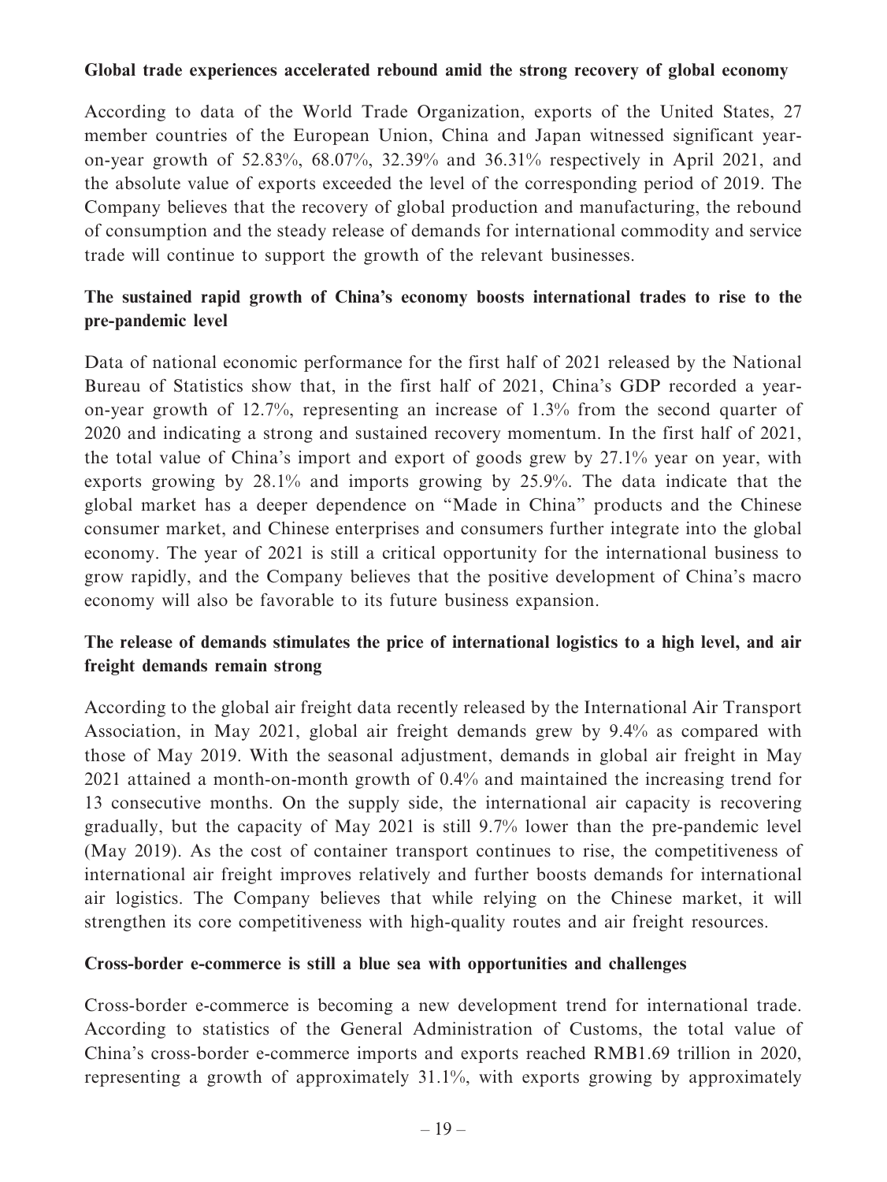**Global trade experiences accelerated rebound amid the strong recovery of global economy**

According to data of the World Trade Organization, exports of the United States, 27 member countries of the European Union, China and Japan witnessed significant year-on-year growth of 52.83%, 68.07%, 32.39% and 36.31% respectively in April 2021, and the absolute value of exports exceeded the level of the corresponding period of 2019. The Company believes that the recovery of global production and manufacturing, the rebound of consumption and the steady release of demands for international commodity and service trade will continue to support the growth of the relevant businesses.

**The sustained rapid growth of China's economy boosts international trades to rise to the pre-pandemic level**

Data of national economic performance for the first half of 2021 released by the National Bureau of Statistics show that, in the first half of 2021, China's GDP recorded a year-on-year growth of 12.7%, representing an increase of 1.3% from the second quarter of 2020 and indicating a strong and sustained recovery momentum. In the first half of 2021, the total value of China's import and export of goods grew by 27.1% year on year, with exports growing by 28.1% and imports growing by 25.9%. The data indicate that the global market has a deeper dependence on "Made in China" products and the Chinese consumer market, and Chinese enterprises and consumers further integrate into the global economy. The year of 2021 is still a critical opportunity for the international business to grow rapidly, and the Company believes that the positive development of China's macro economy will also be favorable to its future business expansion.

**The release of demands stimulates the price of international logistics to a high level, and air freight demands remain strong**

According to the global air freight data recently released by the International Air Transport Association, in May 2021, global air freight demands grew by 9.4% as compared with those of May 2019. With the seasonal adjustment, demands in global air freight in May 2021 attained a month-on-month growth of 0.4% and maintained the increasing trend for 13 consecutive months. On the supply side, the international air capacity is recovering gradually, but the capacity of May 2021 is still 9.7% lower than the pre-pandemic level (May 2019). As the cost of container transport continues to rise, the competitiveness of international air freight improves relatively and further boosts demands for international air logistics. The Company believes that while relying on the Chinese market, it will strengthen its core competitiveness with high-quality routes and air freight resources.

**Cross-border e-commerce is still a blue sea with opportunities and challenges**

Cross-border e-commerce is becoming a new development trend for international trade. According to statistics of the General Administration of Customs, the total value of China's cross-border e-commerce imports and exports reached RMB1.69 trillion in 2020, representing a growth of approximately 31.1%, with exports growing by approximately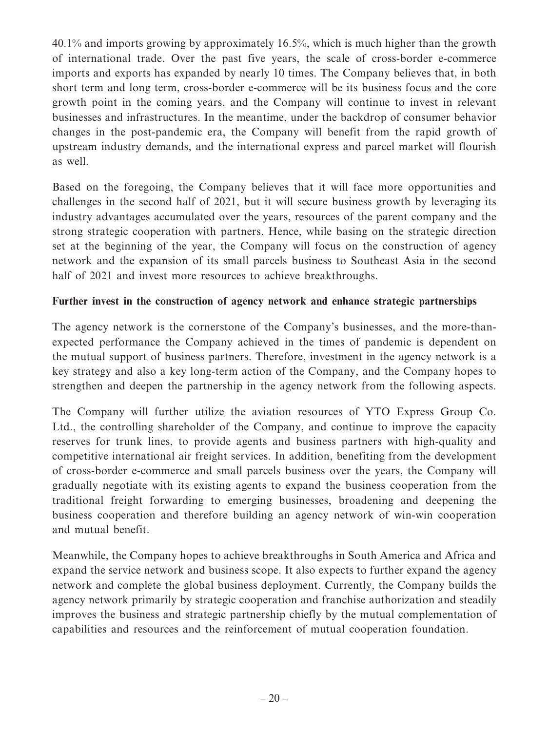40.1% and imports growing by approximately 16.5%, which is much higher than the growth of international trade. Over the past five years, the scale of cross-border e-commerce imports and exports has expanded by nearly 10 times. The Company believes that, in both short term and long term, cross-border e-commerce will be its business focus and the core growth point in the coming years, and the Company will continue to invest in relevant businesses and infrastructures. In the meantime, under the backdrop of consumer behavior changes in the post-pandemic era, the Company will benefit from the rapid growth of upstream industry demands, and the international express and parcel market will flourish as well.

Based on the foregoing, the Company believes that it will face more opportunities and challenges in the second half of 2021, but it will secure business growth by leveraging its industry advantages accumulated over the years, resources of the parent company and the strong strategic cooperation with partners. Hence, while basing on the strategic direction set at the beginning of the year, the Company will focus on the construction of agency network and the expansion of its small parcels business to Southeast Asia in the second half of 2021 and invest more resources to achieve breakthroughs.

**Further invest in the construction of agency network and enhance strategic partnerships**

The agency network is the cornerstone of the Company's businesses, and the more-than-expected performance the Company achieved in the times of pandemic is dependent on the mutual support of business partners. Therefore, investment in the agency network is a key strategy and also a key long-term action of the Company, and the Company hopes to strengthen and deepen the partnership in the agency network from the following aspects.

The Company will further utilize the aviation resources of YTO Express Group Co. Ltd., the controlling shareholder of the Company, and continue to improve the capacity reserves for trunk lines, to provide agents and business partners with high-quality and competitive international air freight services. In addition, benefiting from the development of cross-border e-commerce and small parcels business over the years, the Company will gradually negotiate with its existing agents to expand the business cooperation from the traditional freight forwarding to emerging businesses, broadening and deepening the business cooperation and therefore building an agency network of win-win cooperation and mutual benefit.

Meanwhile, the Company hopes to achieve breakthroughs in South America and Africa and expand the service network and business scope. It also expects to further expand the agency network and complete the global business deployment. Currently, the Company builds the agency network primarily by strategic cooperation and franchise authorization and steadily improves the business and strategic partnership chiefly by the mutual complementation of capabilities and resources and the reinforcement of mutual cooperation foundation.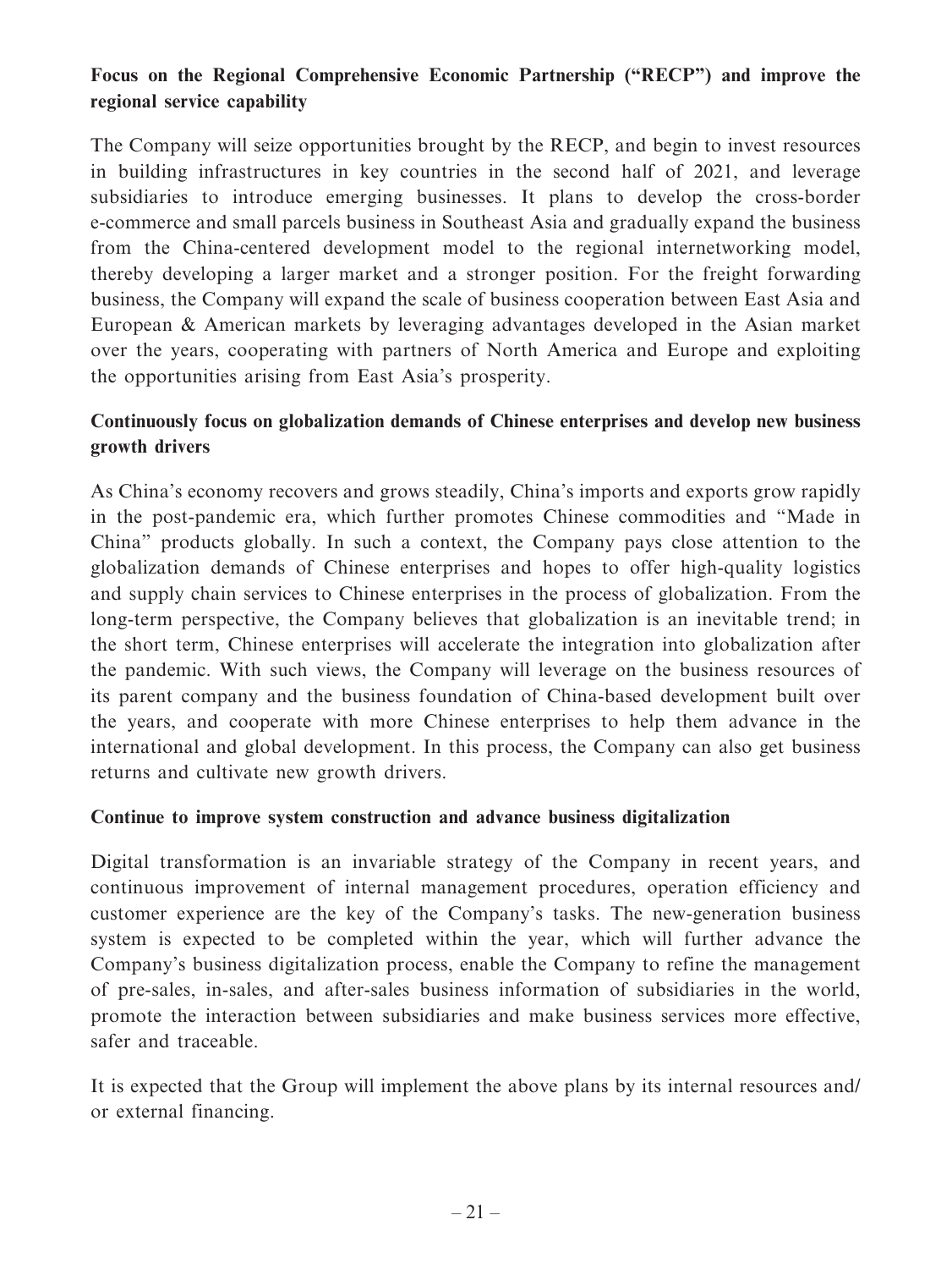**Focus on the Regional Comprehensive Economic Partnership ("RECP") and improve the regional service capability**

The Company will seize opportunities brought by the RECP, and begin to invest resources in building infrastructures in key countries in the second half of 2021, and leverage subsidiaries to introduce emerging businesses. It plans to develop the cross-border e-commerce and small parcels business in Southeast Asia and gradually expand the business from the China-centered development model to the regional internetworking model, thereby developing a larger market and a stronger position. For the freight forwarding business, the Company will expand the scale of business cooperation between East Asia and European & American markets by leveraging advantages developed in the Asian market over the years, cooperating with partners of North America and Europe and exploiting the opportunities arising from East Asia's prosperity.

**Continuously focus on globalization demands of Chinese enterprises and develop new business growth drivers**

As China's economy recovers and grows steadily, China's imports and exports grow rapidly in the post-pandemic era, which further promotes Chinese commodities and "Made in China" products globally. In such a context, the Company pays close attention to the globalization demands of Chinese enterprises and hopes to offer high-quality logistics and supply chain services to Chinese enterprises in the process of globalization. From the long-term perspective, the Company believes that globalization is an inevitable trend; in the short term, Chinese enterprises will accelerate the integration into globalization after the pandemic. With such views, the Company will leverage on the business resources of its parent company and the business foundation of China-based development built over the years, and cooperate with more Chinese enterprises to help them advance in the international and global development. In this process, the Company can also get business returns and cultivate new growth drivers.

**Continue to improve system construction and advance business digitalization**

Digital transformation is an invariable strategy of the Company in recent years, and continuous improvement of internal management procedures, operation efficiency and customer experience are the key of the Company's tasks. The new-generation business system is expected to be completed within the year, which will further advance the Company's business digitalization process, enable the Company to refine the management of pre-sales, in-sales, and after-sales business information of subsidiaries in the world, promote the interaction between subsidiaries and make business services more effective, safer and traceable.

It is expected that the Group will implement the above plans by its internal resources and/or external financing.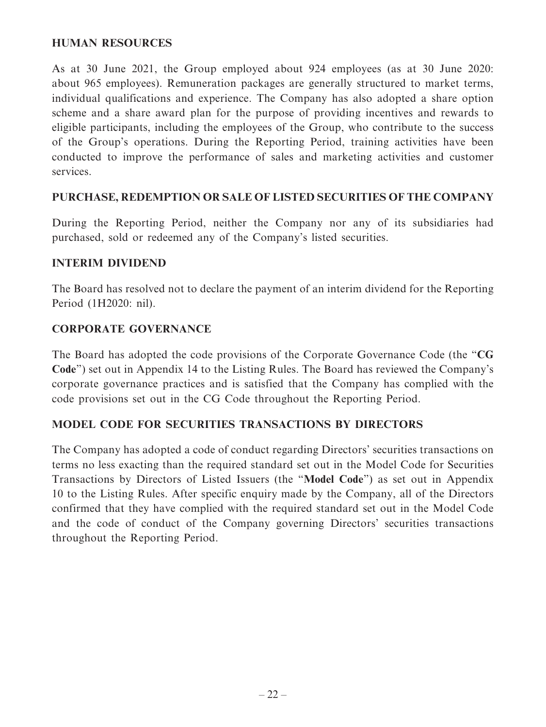## HUMAN RESOURCES

As at 30 June 2021, the Group employed about 924 employees (as at 30 June 2020: about 965 employees). Remuneration packages are generally structured to market terms, individual qualifications and experience. The Company has also adopted a share option scheme and a share award plan for the purpose of providing incentives and rewards to eligible participants, including the employees of the Group, who contribute to the success of the Group's operations. During the Reporting Period, training activities have been conducted to improve the performance of sales and marketing activities and customer services.

## PURCHASE, REDEMPTION OR SALE OF LISTED SECURITIES OF THE COMPANY

During the Reporting Period, neither the Company nor any of its subsidiaries had purchased, sold or redeemed any of the Company's listed securities.

## INTERIM DIVIDEND

The Board has resolved not to declare the payment of an interim dividend for the Reporting Period (1H2020: nil).

## CORPORATE GOVERNANCE

The Board has adopted the code provisions of the Corporate Governance Code (the "**CG Code**") set out in Appendix 14 to the Listing Rules. The Board has reviewed the Company's corporate governance practices and is satisfied that the Company has complied with the code provisions set out in the CG Code throughout the Reporting Period.

## MODEL CODE FOR SECURITIES TRANSACTIONS BY DIRECTORS

The Company has adopted a code of conduct regarding Directors' securities transactions on terms no less exacting than the required standard set out in the Model Code for Securities Transactions by Directors of Listed Issuers (the "**Model Code**") as set out in Appendix 10 to the Listing Rules. After specific enquiry made by the Company, all of the Directors confirmed that they have complied with the required standard set out in the Model Code and the code of conduct of the Company governing Directors' securities transactions throughout the Reporting Period.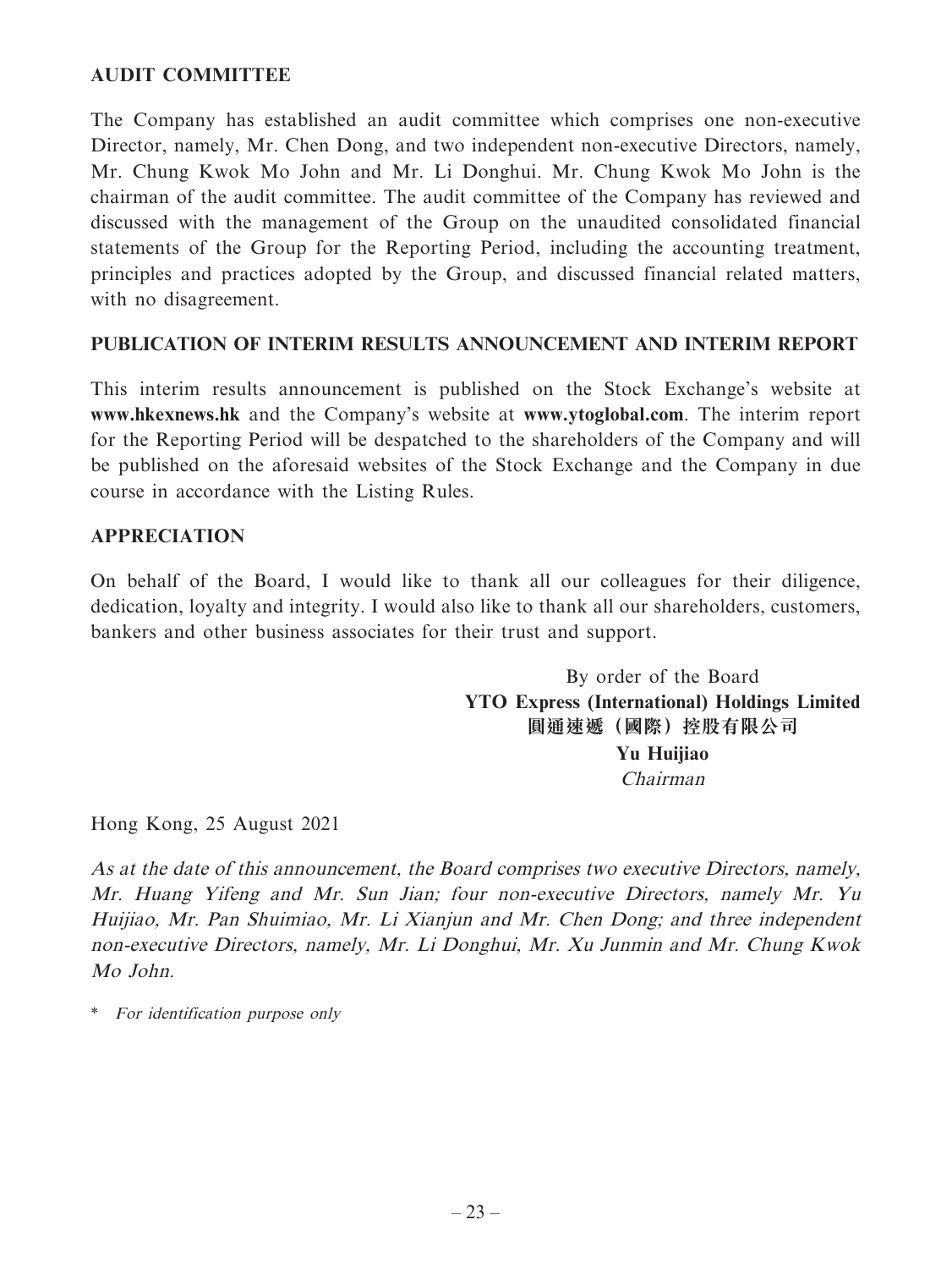## AUDIT COMMITTEE

The Company has established an audit committee which comprises one non-executive Director, namely, Mr. Chen Dong, and two independent non-executive Directors, namely, Mr. Chung Kwok Mo John and Mr. Li Donghui. Mr. Chung Kwok Mo John is the chairman of the audit committee. The audit committee of the Company has reviewed and discussed with the management of the Group on the unaudited consolidated financial statements of the Group for the Reporting Period, including the accounting treatment, principles and practices adopted by the Group, and discussed financial related matters, with no disagreement.

## PUBLICATION OF INTERIM RESULTS ANNOUNCEMENT AND INTERIM REPORT

This interim results announcement is published on the Stock Exchange's website at **www.hkexnews.hk** and the Company's website at **www.ytoglobal.com**. The interim report for the Reporting Period will be despatched to the shareholders of the Company and will be published on the aforesaid websites of the Stock Exchange and the Company in due course in accordance with the Listing Rules.

## APPRECIATION

On behalf of the Board, I would like to thank all our colleagues for their diligence, dedication, loyalty and integrity. I would also like to thank all our shareholders, customers, bankers and other business associates for their trust and support.

By order of the Board
**YTO Express (International) Holdings Limited**
**圓通速遞（國際）控股有限公司**
**Yu Huijiao**
*Chairman*

Hong Kong, 25 August 2021

*As at the date of this announcement, the Board comprises two executive Directors, namely, Mr. Huang Yifeng and Mr. Sun Jian; four non-executive Directors, namely Mr. Yu Huijiao, Mr. Pan Shuimiao, Mr. Li Xianjun and Mr. Chen Dong; and three independent non-executive Directors, namely, Mr. Li Donghui, Mr. Xu Junmin and Mr. Chung Kwok Mo John.*

\* *For identification purpose only*